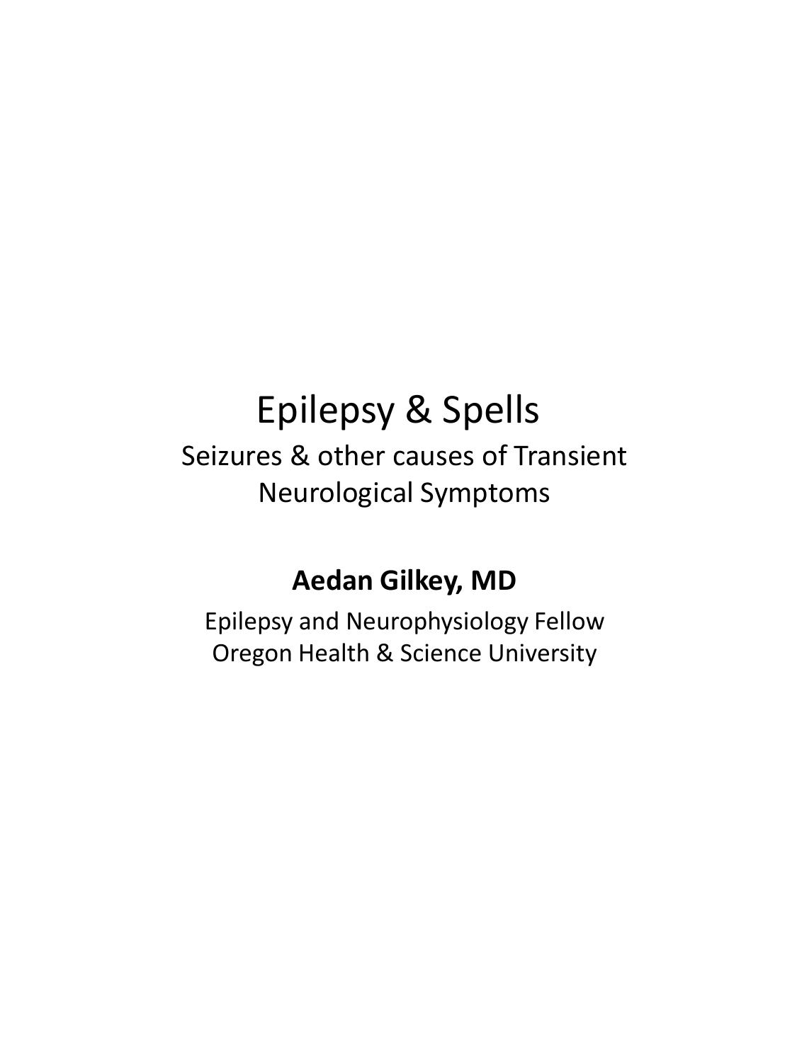# Epilepsy & Spells

## Seizures & other causes of Transient Neurological Symptoms

**Aedan Gilkey, MD**

Epilepsy and Neurophysiology Fellow
Oregon Health & Science University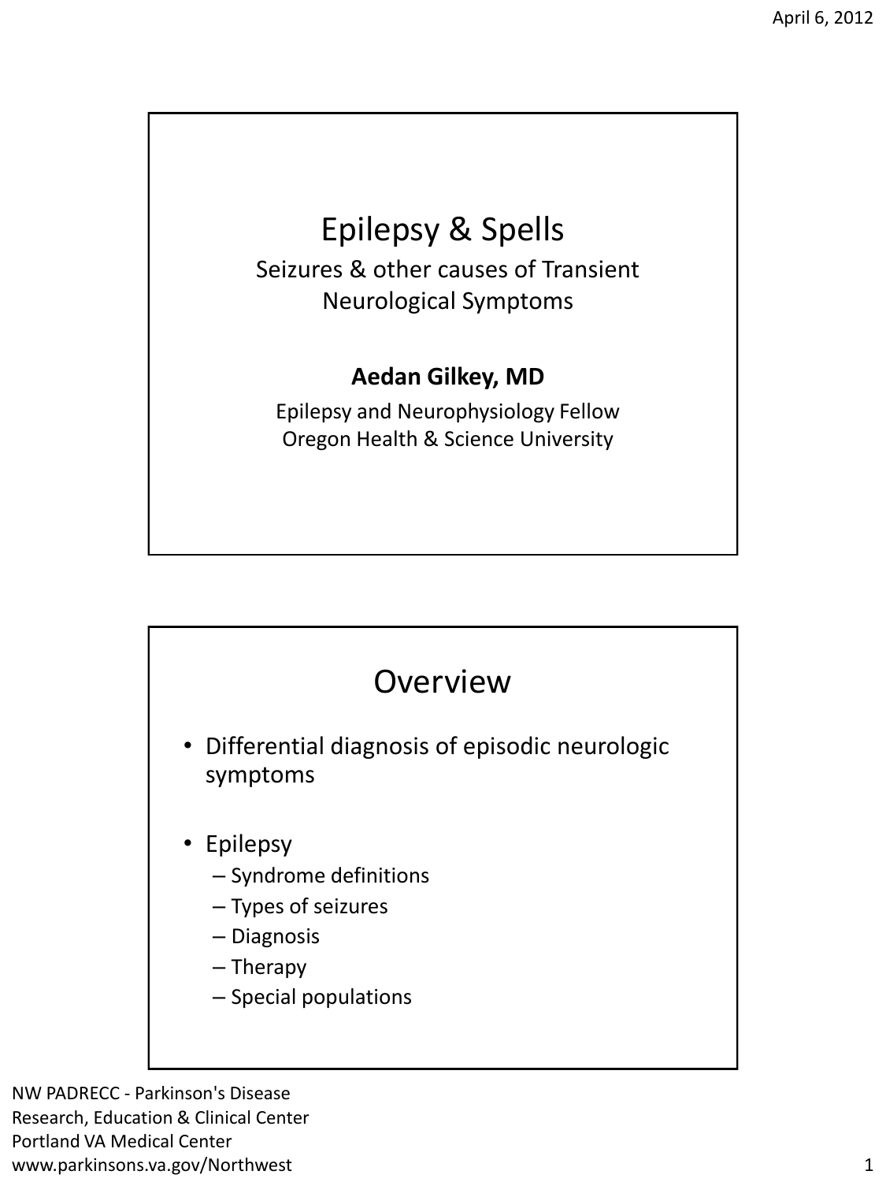# Epilepsy & Spells

Seizures & other causes of Transient Neurological Symptoms

**Aedan Gilkey, MD**

Epilepsy and Neurophysiology Fellow
Oregon Health & Science University

## Overview

- Differential diagnosis of episodic neurologic symptoms
- Epilepsy
  - Syndrome definitions
  - Types of seizures
  - Diagnosis
  - Therapy
  - Special populations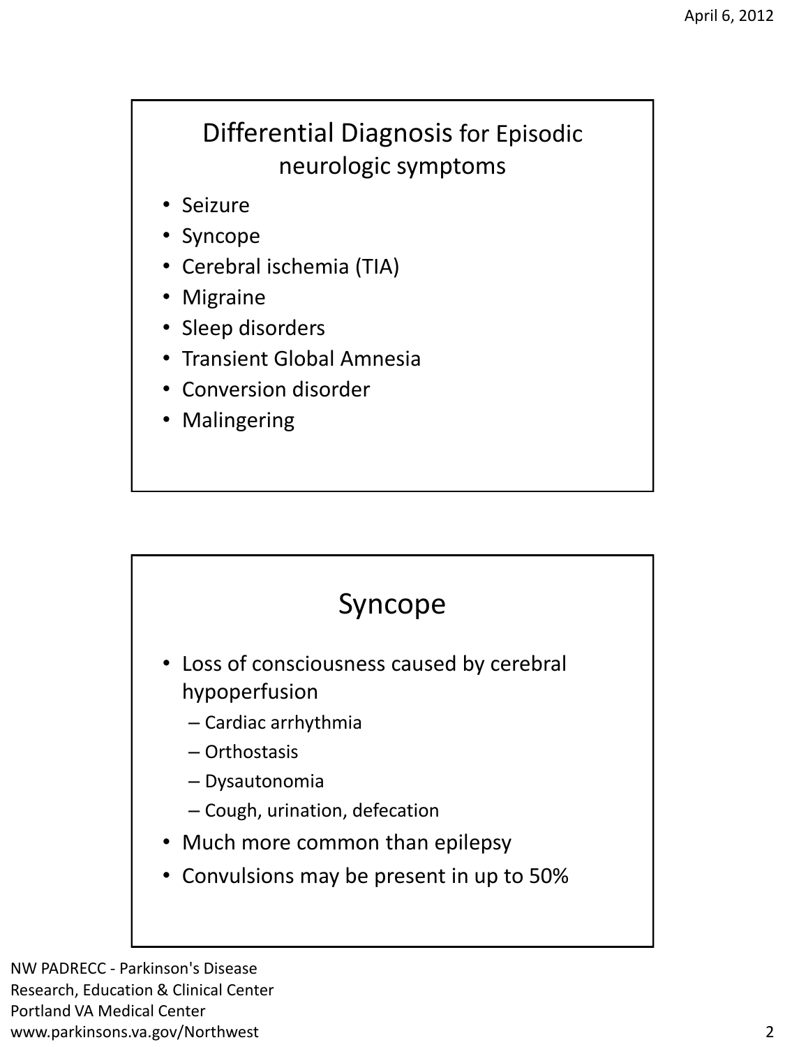## Differential Diagnosis for Episodic neurologic symptoms

- Seizure
- Syncope
- Cerebral ischemia (TIA)
- Migraine
- Sleep disorders
- Transient Global Amnesia
- Conversion disorder
- Malingering

## Syncope

- Loss of consciousness caused by cerebral hypoperfusion
  - Cardiac arrhythmia
  - Orthostasis
  - Dysautonomia
  - Cough, urination, defecation
- Much more common than epilepsy
- Convulsions may be present in up to 50%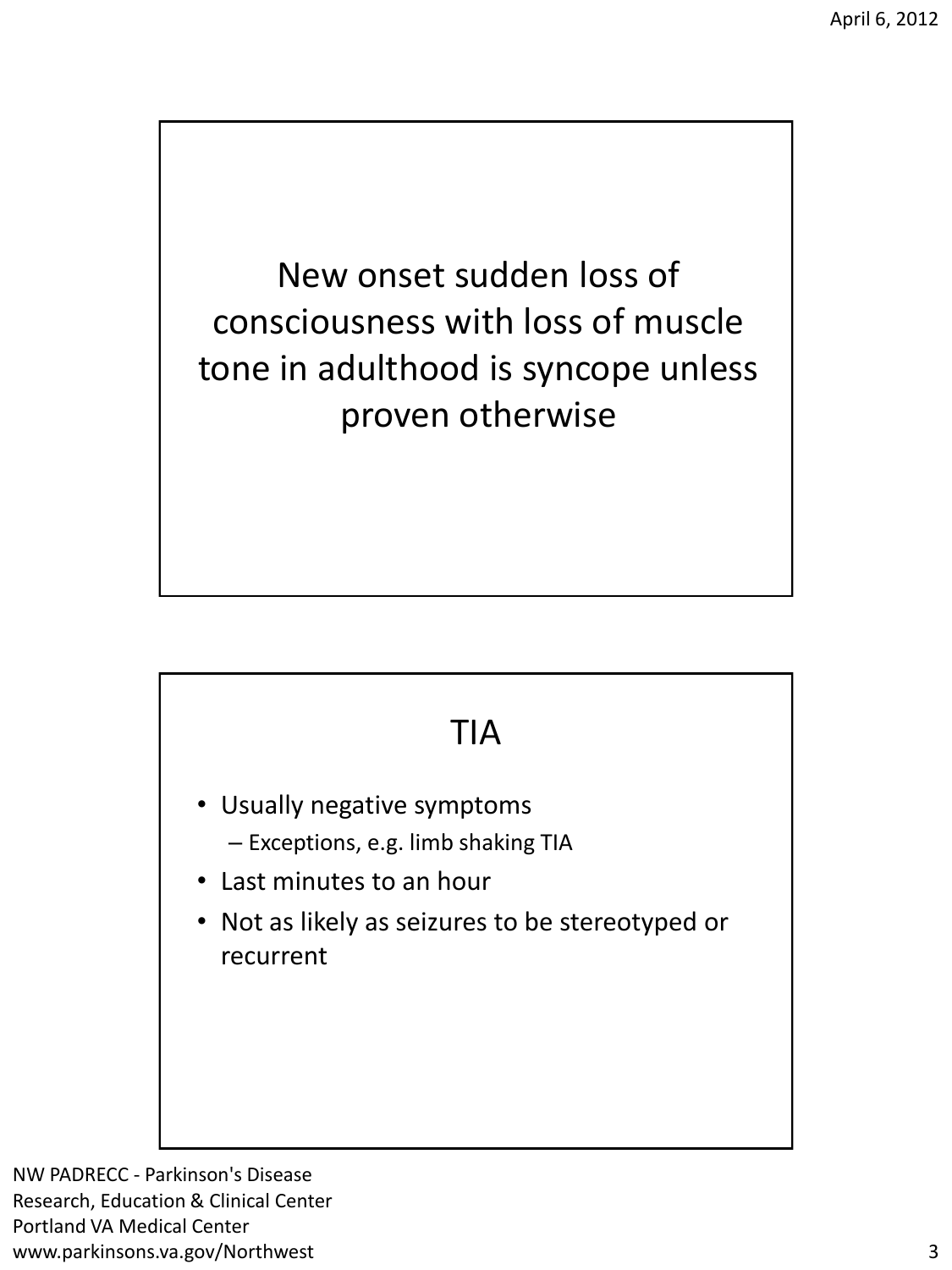New onset sudden loss of consciousness with loss of muscle tone in adulthood is syncope unless proven otherwise

## TIA

- Usually negative symptoms
  - Exceptions, e.g. limb shaking TIA
- Last minutes to an hour
- Not as likely as seizures to be stereotyped or recurrent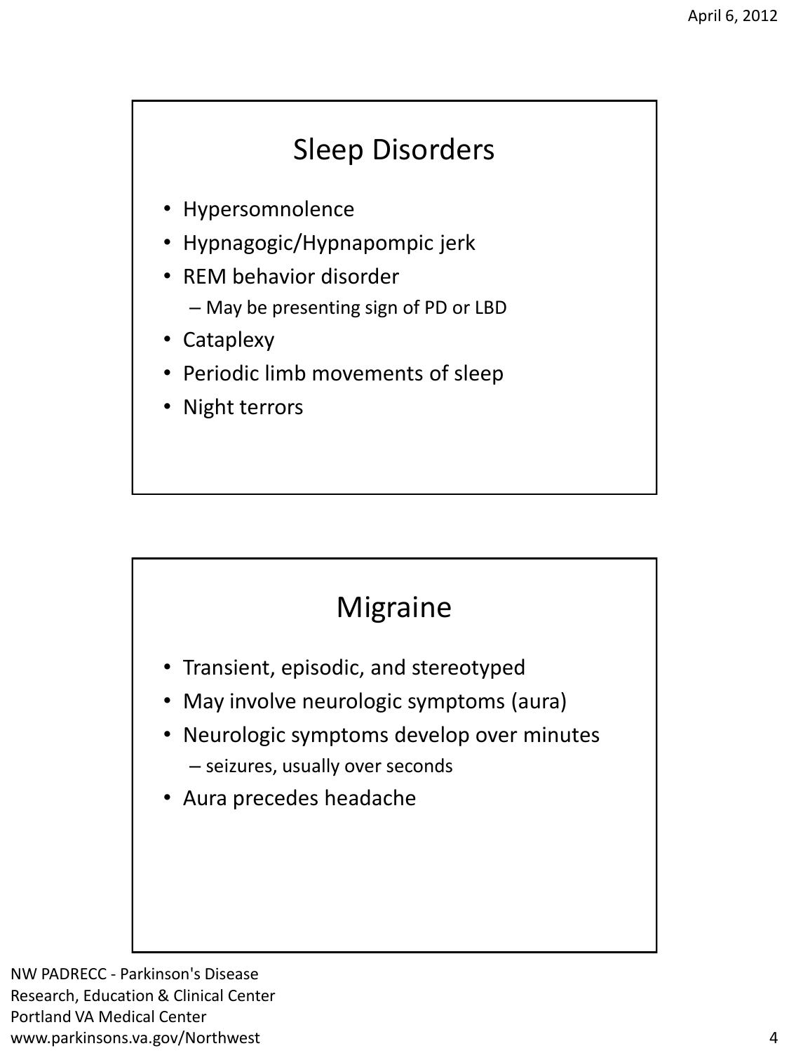## Sleep Disorders

- Hypersomnolence
- Hypnagogic/Hypnapompic jerk
- REM behavior disorder
  - May be presenting sign of PD or LBD
- Cataplexy
- Periodic limb movements of sleep
- Night terrors

## Migraine

- Transient, episodic, and stereotyped
- May involve neurologic symptoms (aura)
- Neurologic symptoms develop over minutes
  - seizures, usually over seconds
- Aura precedes headache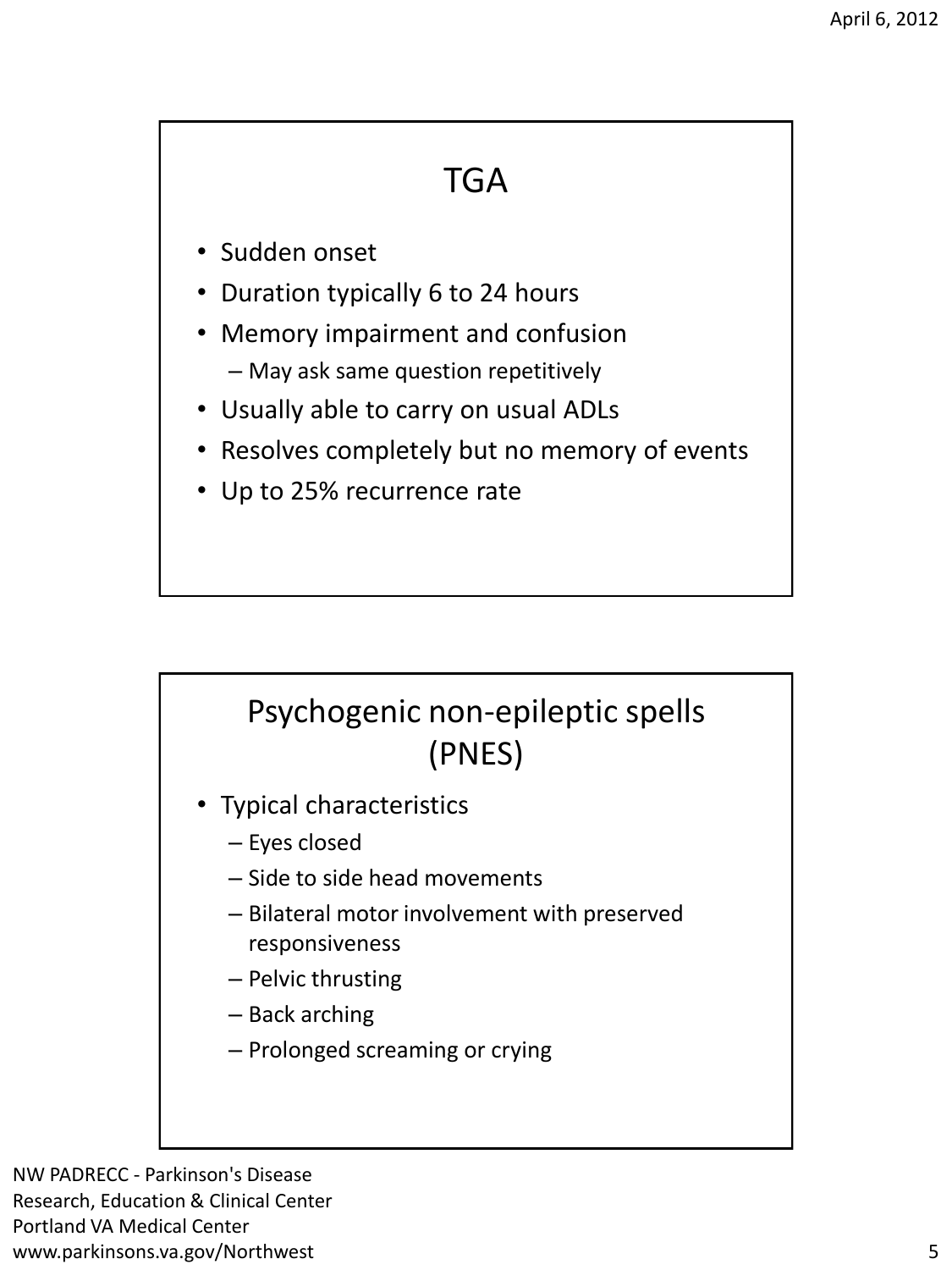## TGA

- Sudden onset
- Duration typically 6 to 24 hours
- Memory impairment and confusion
  - May ask same question repetitively
- Usually able to carry on usual ADLs
- Resolves completely but no memory of events
- Up to 25% recurrence rate

## Psychogenic non-epileptic spells (PNES)

- Typical characteristics
  - Eyes closed
  - Side to side head movements
  - Bilateral motor involvement with preserved responsiveness
  - Pelvic thrusting
  - Back arching
  - Prolonged screaming or crying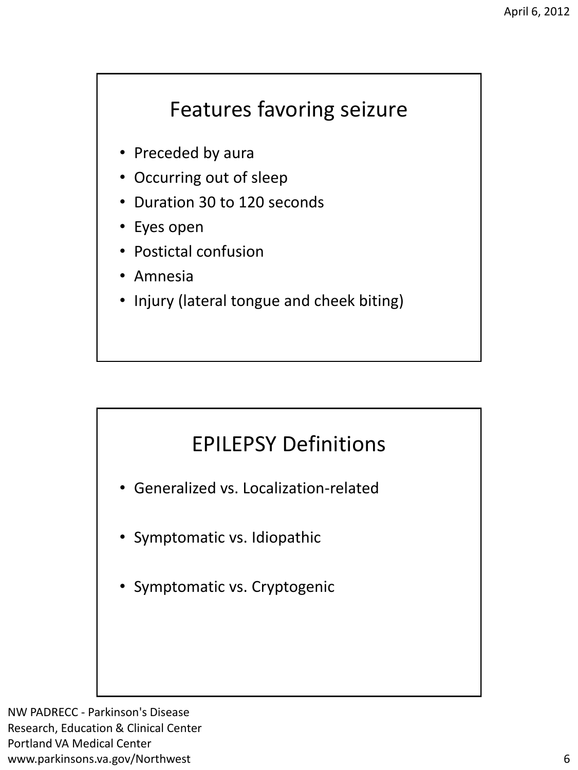## Features favoring seizure

- Preceded by aura
- Occurring out of sleep
- Duration 30 to 120 seconds
- Eyes open
- Postictal confusion
- Amnesia
- Injury (lateral tongue and cheek biting)

## EPILEPSY Definitions

- Generalized vs. Localization-related
- Symptomatic vs. Idiopathic
- Symptomatic vs. Cryptogenic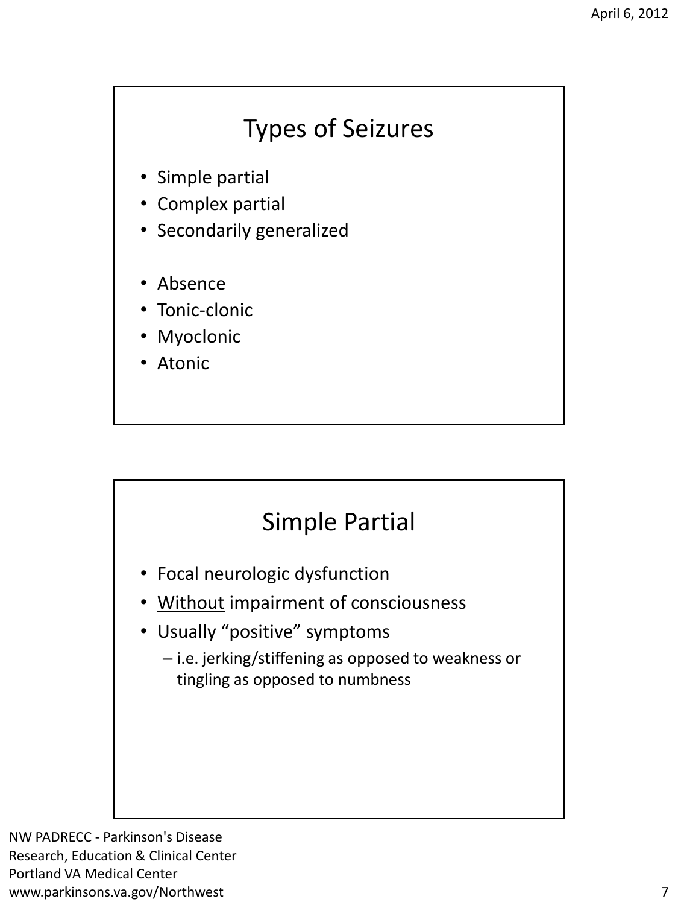## Types of Seizures

- Simple partial
- Complex partial
- Secondarily generalized

- Absence
- Tonic-clonic
- Myoclonic
- Atonic

## Simple Partial

- Focal neurologic dysfunction
- Without impairment of consciousness
- Usually "positive" symptoms
  - i.e. jerking/stiffening as opposed to weakness or tingling as opposed to numbness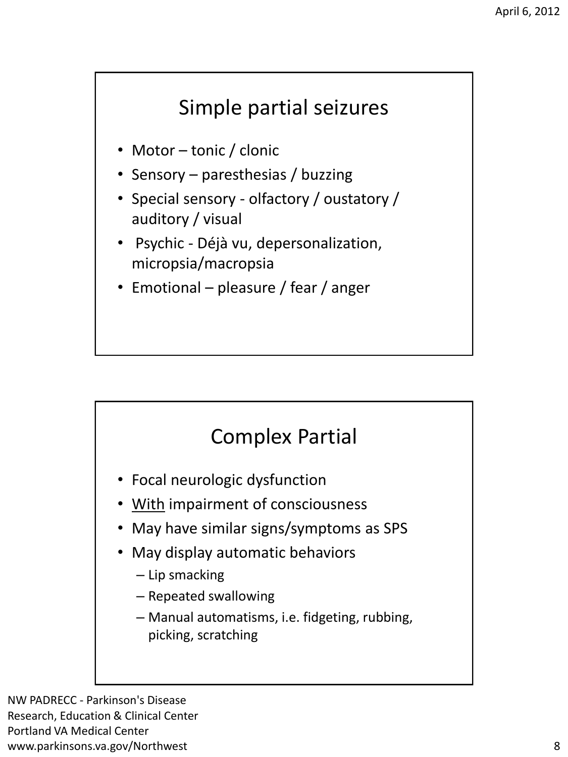## Simple partial seizures

- Motor – tonic / clonic
- Sensory – paresthesias / buzzing
- Special sensory - olfactory / oustatory / auditory / visual
- Psychic - Déjà vu, depersonalization, micropsia/macropsia
- Emotional – pleasure / fear / anger

## Complex Partial

- Focal neurologic dysfunction
- <u>With</u> impairment of consciousness
- May have similar signs/symptoms as SPS
- May display automatic behaviors
  - Lip smacking
  - Repeated swallowing
  - Manual automatisms, i.e. fidgeting, rubbing, picking, scratching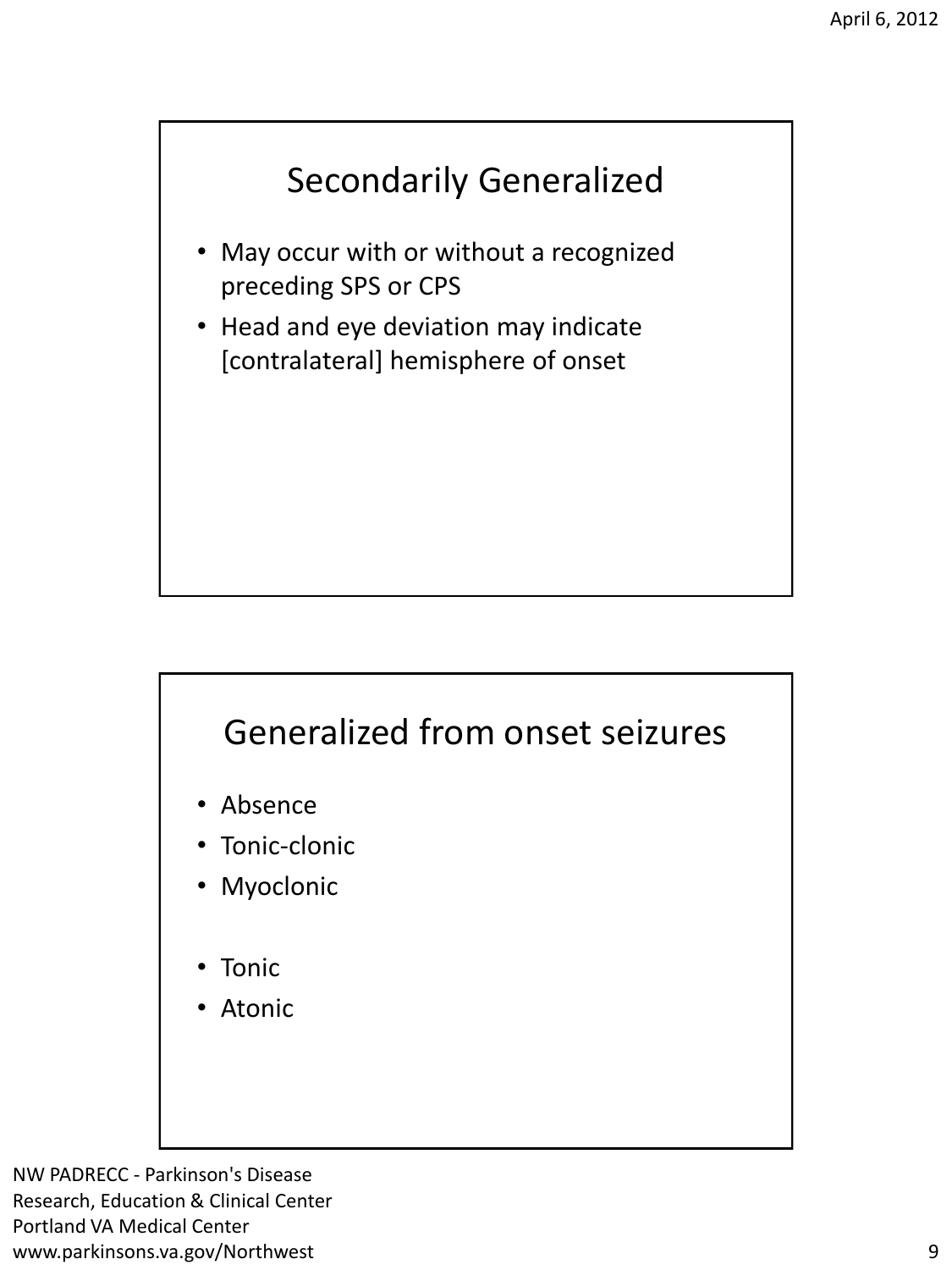## Secondarily Generalized

- May occur with or without a recognized preceding SPS or CPS
- Head and eye deviation may indicate [contralateral] hemisphere of onset

## Generalized from onset seizures

- Absence
- Tonic-clonic
- Myoclonic

- Tonic
- Atonic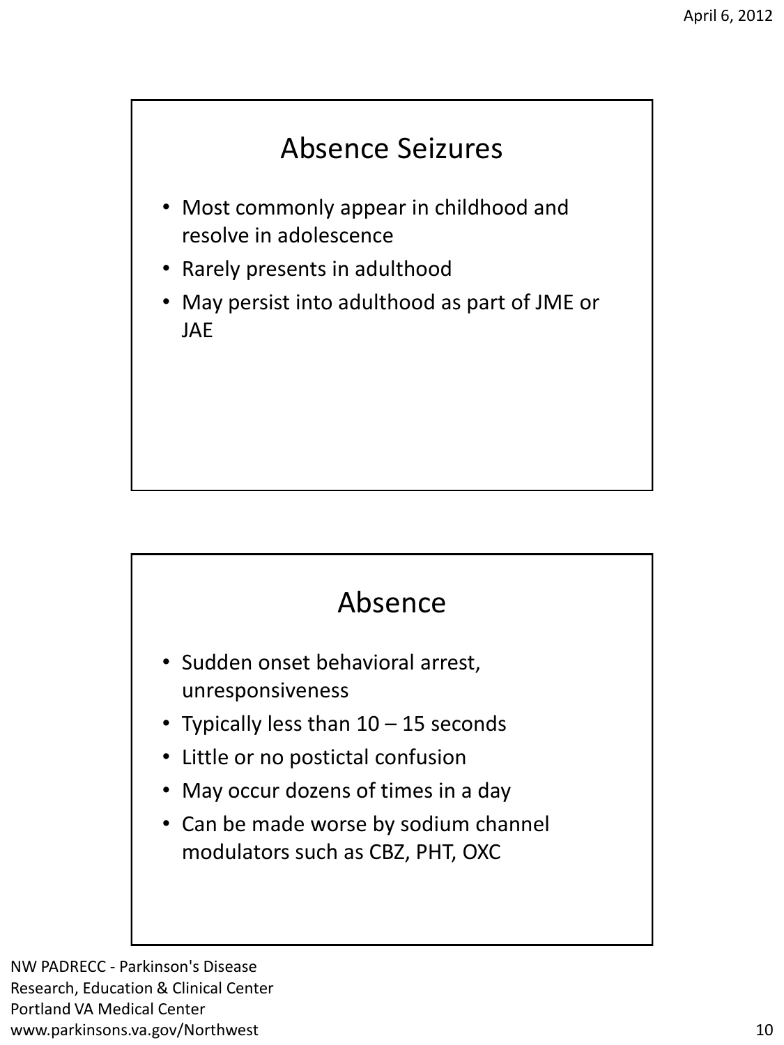## Absence Seizures

- Most commonly appear in childhood and resolve in adolescence
- Rarely presents in adulthood
- May persist into adulthood as part of JME or JAE

## Absence

- Sudden onset behavioral arrest, unresponsiveness
- Typically less than 10 – 15 seconds
- Little or no postictal confusion
- May occur dozens of times in a day
- Can be made worse by sodium channel modulators such as CBZ, PHT, OXC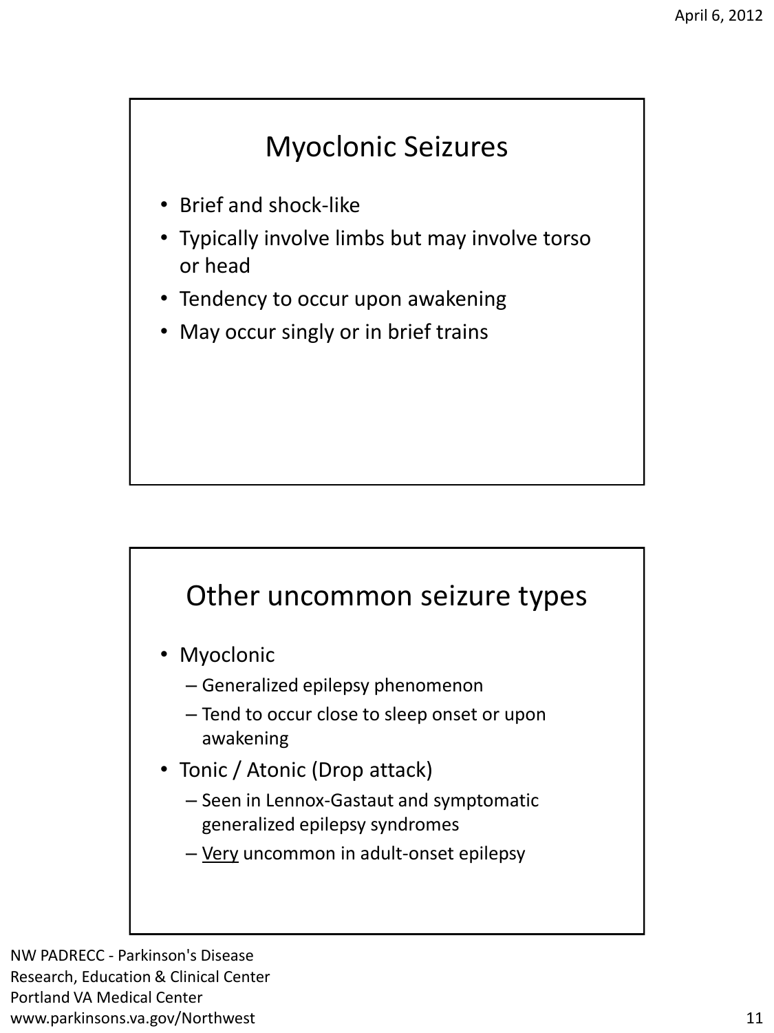## Myoclonic Seizures

- Brief and shock-like
- Typically involve limbs but may involve torso or head
- Tendency to occur upon awakening
- May occur singly or in brief trains

## Other uncommon seizure types

- Myoclonic
  - Generalized epilepsy phenomenon
  - Tend to occur close to sleep onset or upon awakening
- Tonic / Atonic (Drop attack)
  - Seen in Lennox-Gastaut and symptomatic generalized epilepsy syndromes
  - <u>Very</u> uncommon in adult-onset epilepsy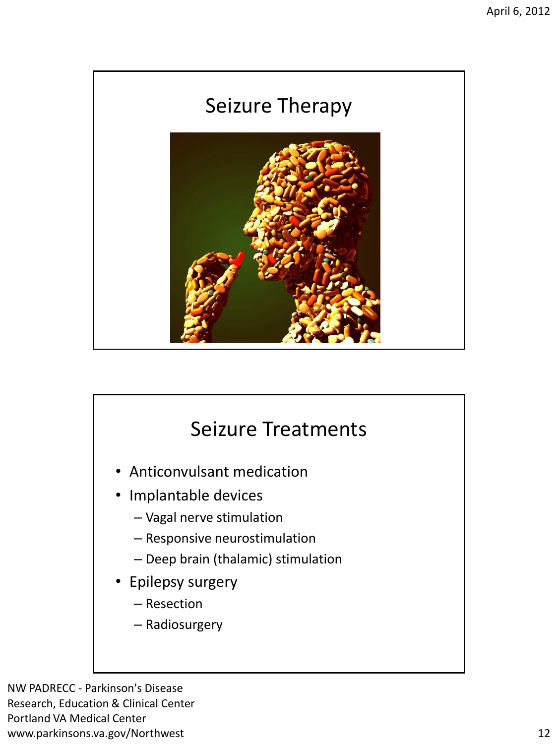## Seizure Therapy

## Seizure Treatments

- Anticonvulsant medication
- Implantable devices
  - Vagal nerve stimulation
  - Responsive neurostimulation
  - Deep brain (thalamic) stimulation
- Epilepsy surgery
  - Resection
  - Radiosurgery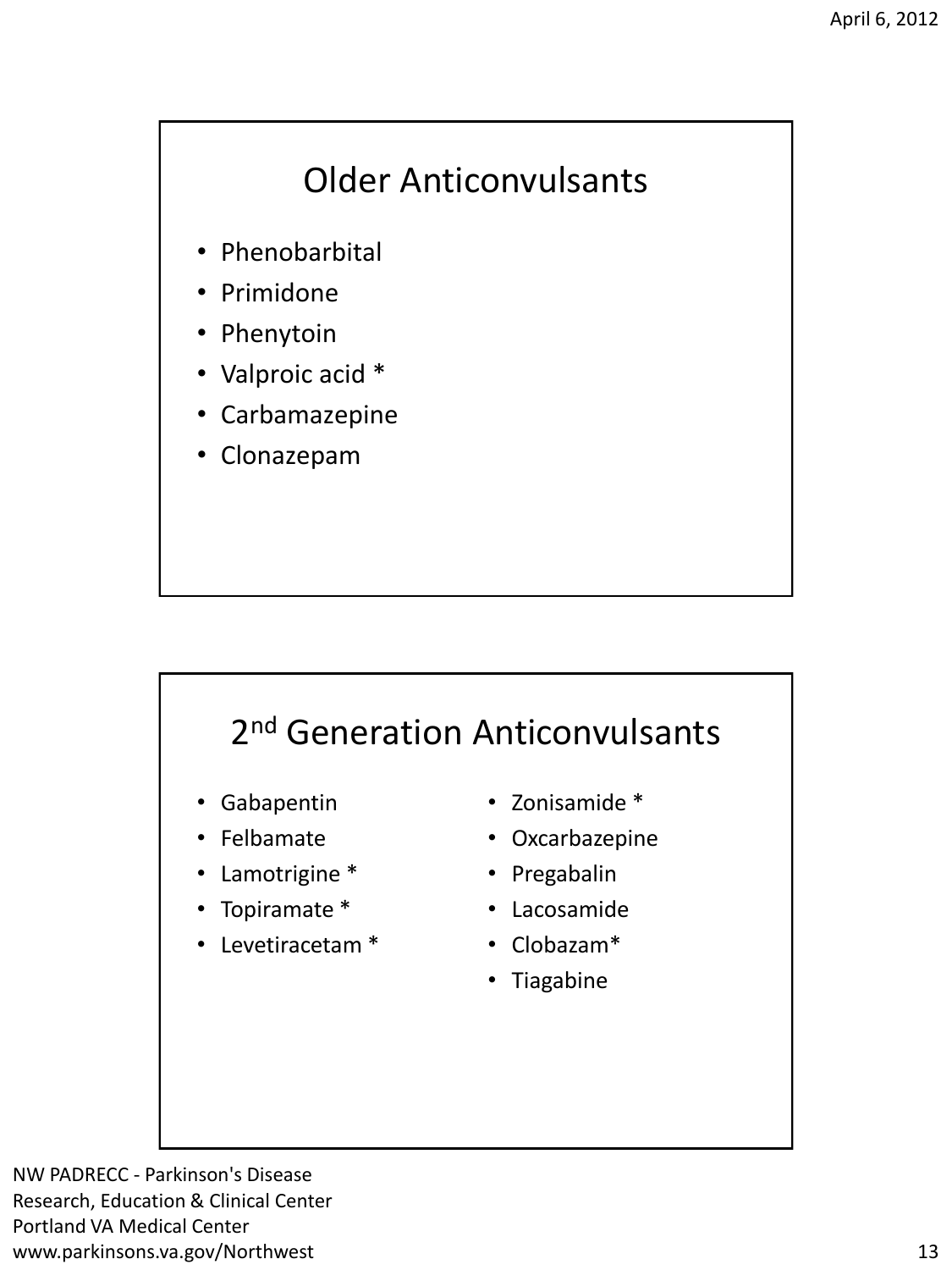## Older Anticonvulsants

- Phenobarbital
- Primidone
- Phenytoin
- Valproic acid *
- Carbamazepine
- Clonazepam

## 2nd Generation Anticonvulsants

- Gabapentin
- Felbamate
- Lamotrigine *
- Topiramate *
- Levetiracetam *
- Zonisamide *
- Oxcarbazepine
- Pregabalin
- Lacosamide
- Clobazam*
- Tiagabine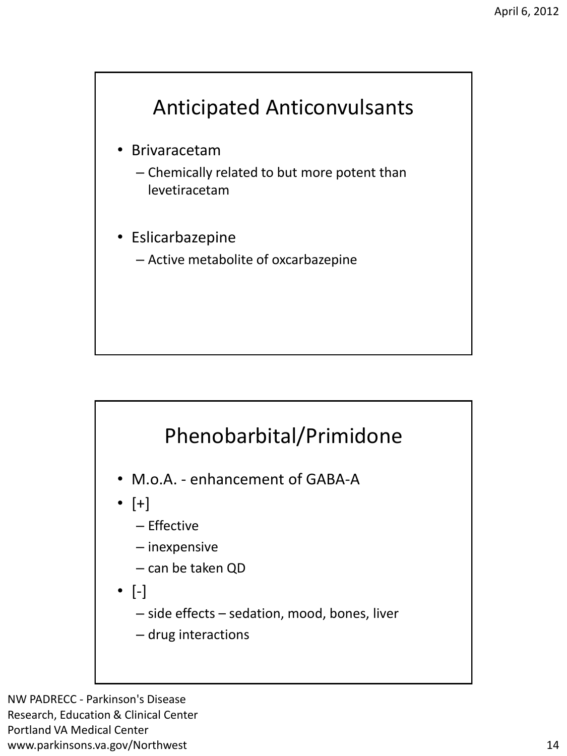## Anticipated Anticonvulsants

- Brivaracetam
  - Chemically related to but more potent than levetiracetam
- Eslicarbazepine
  - Active metabolite of oxcarbazepine

## Phenobarbital/Primidone

- M.o.A. - enhancement of GABA-A
- [+]
  - Effective
  - inexpensive
  - can be taken QD
- [-]
  - side effects – sedation, mood, bones, liver
  - drug interactions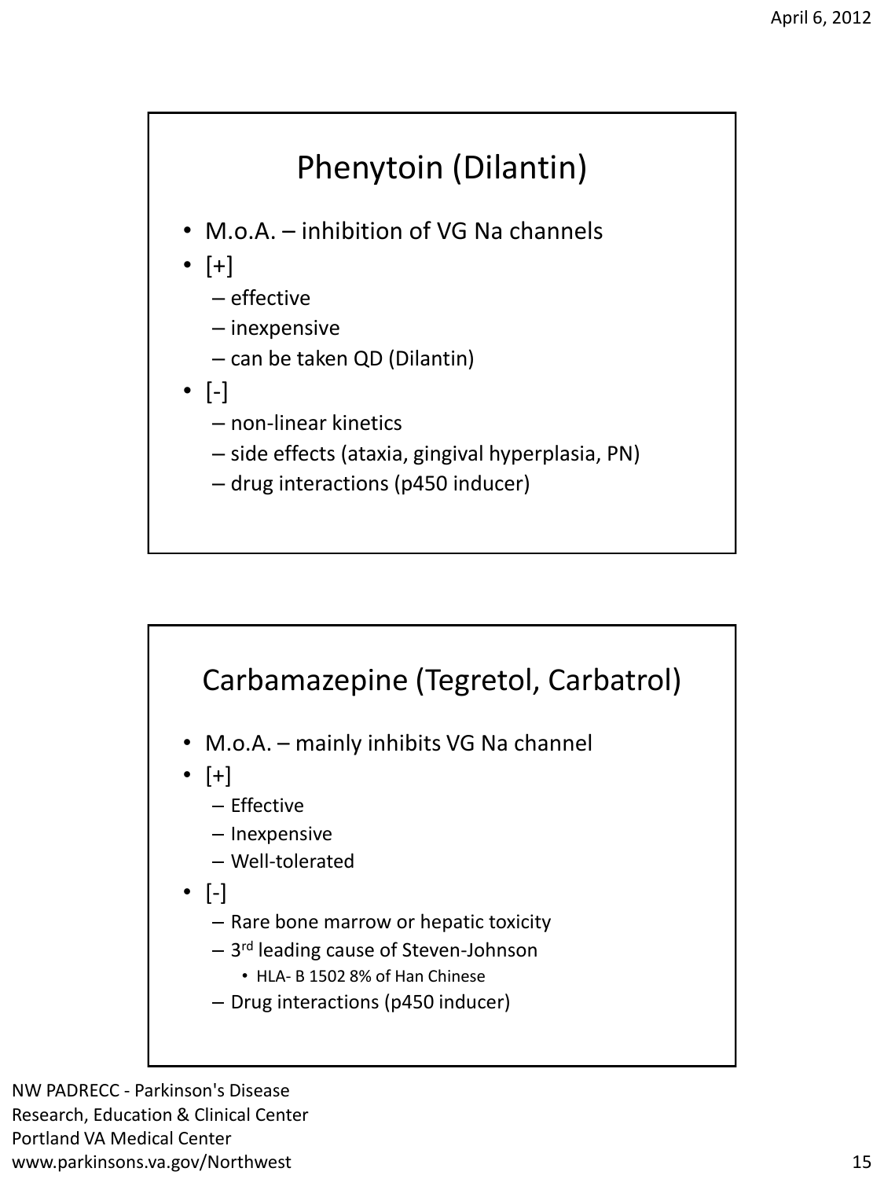## Phenytoin (Dilantin)

- M.o.A. – inhibition of VG Na channels
- [+]
  - effective
  - inexpensive
  - can be taken QD (Dilantin)
- [-]
  - non-linear kinetics
  - side effects (ataxia, gingival hyperplasia, PN)
  - drug interactions (p450 inducer)

## Carbamazepine (Tegretol, Carbatrol)

- M.o.A. – mainly inhibits VG Na channel
- [+]
  - Effective
  - Inexpensive
  - Well-tolerated
- [-]
  - Rare bone marrow or hepatic toxicity
  - 3rd leading cause of Steven-Johnson
    - HLA- B 1502 8% of Han Chinese
  - Drug interactions (p450 inducer)

NW PADRECC - Parkinson's Disease Research, Education & Clinical Center
Portland VA Medical Center
www.parkinsons.va.gov/Northwest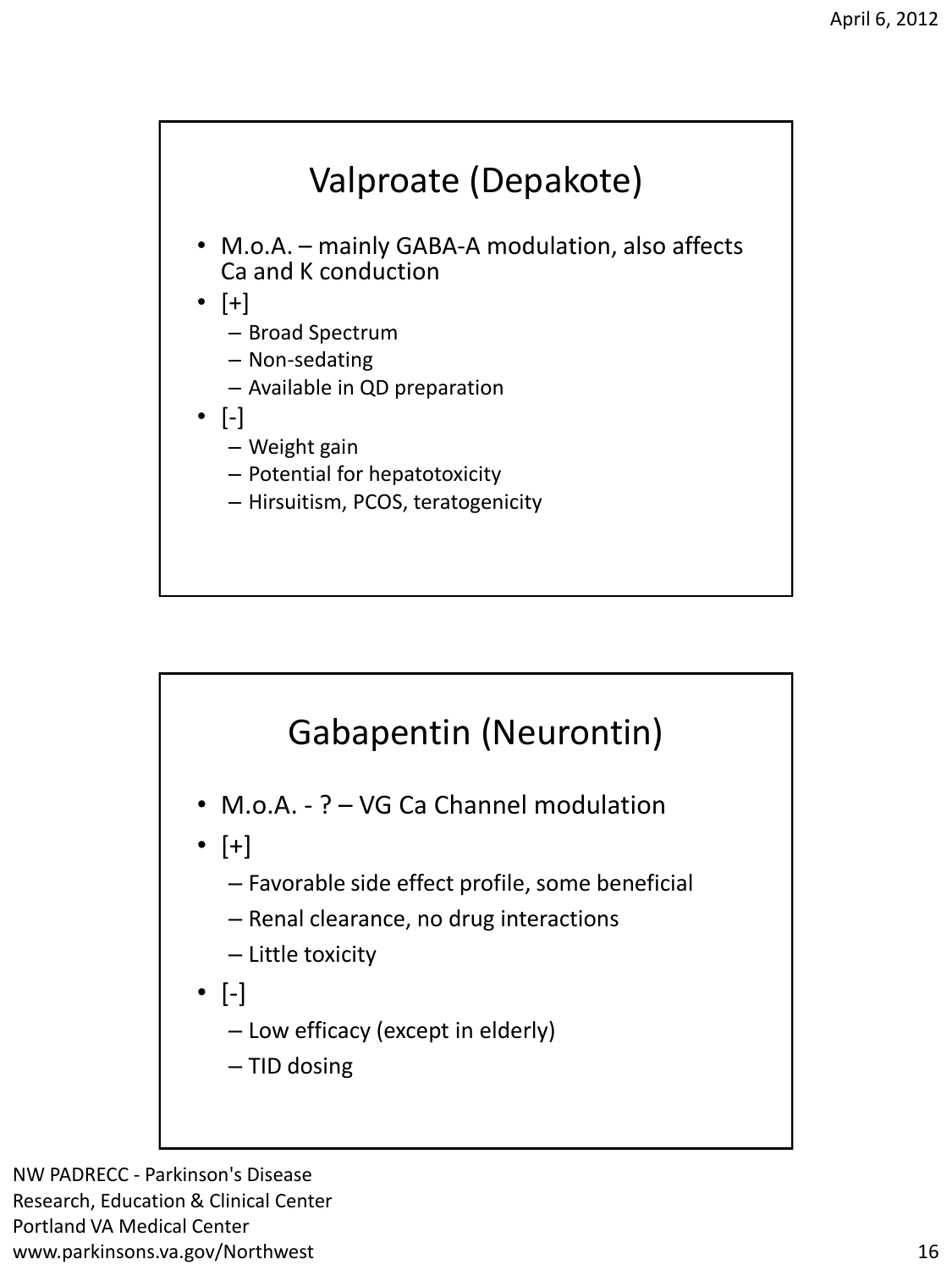## Valproate (Depakote)

- M.o.A. – mainly GABA-A modulation, also affects Ca and K conduction
- [+]
  - Broad Spectrum
  - Non-sedating
  - Available in QD preparation
- [-]
  - Weight gain
  - Potential for hepatotoxicity
  - Hirsuitism, PCOS, teratogenicity

## Gabapentin (Neurontin)

- M.o.A. - ? – VG Ca Channel modulation
- [+]
  - Favorable side effect profile, some beneficial
  - Renal clearance, no drug interactions
  - Little toxicity
- [-]
  - Low efficacy (except in elderly)
  - TID dosing

NW PADRECC - Parkinson's Disease Research, Education & Clinical Center
Portland VA Medical Center
www.parkinsons.va.gov/Northwest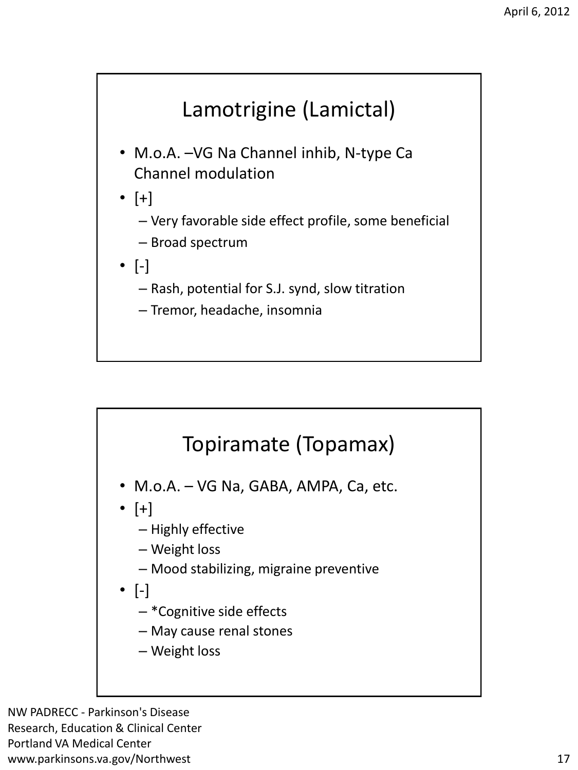## Lamotrigine (Lamictal)

- M.o.A. –VG Na Channel inhib, N-type Ca Channel modulation
- [+]
  - Very favorable side effect profile, some beneficial
  - Broad spectrum
- [-]
  - Rash, potential for S.J. synd, slow titration
  - Tremor, headache, insomnia

## Topiramate (Topamax)

- M.o.A. – VG Na, GABA, AMPA, Ca, etc.
- [+]
  - Highly effective
  - Weight loss
  - Mood stabilizing, migraine preventive
- [-]
  - *Cognitive side effects
  - May cause renal stones
  - Weight loss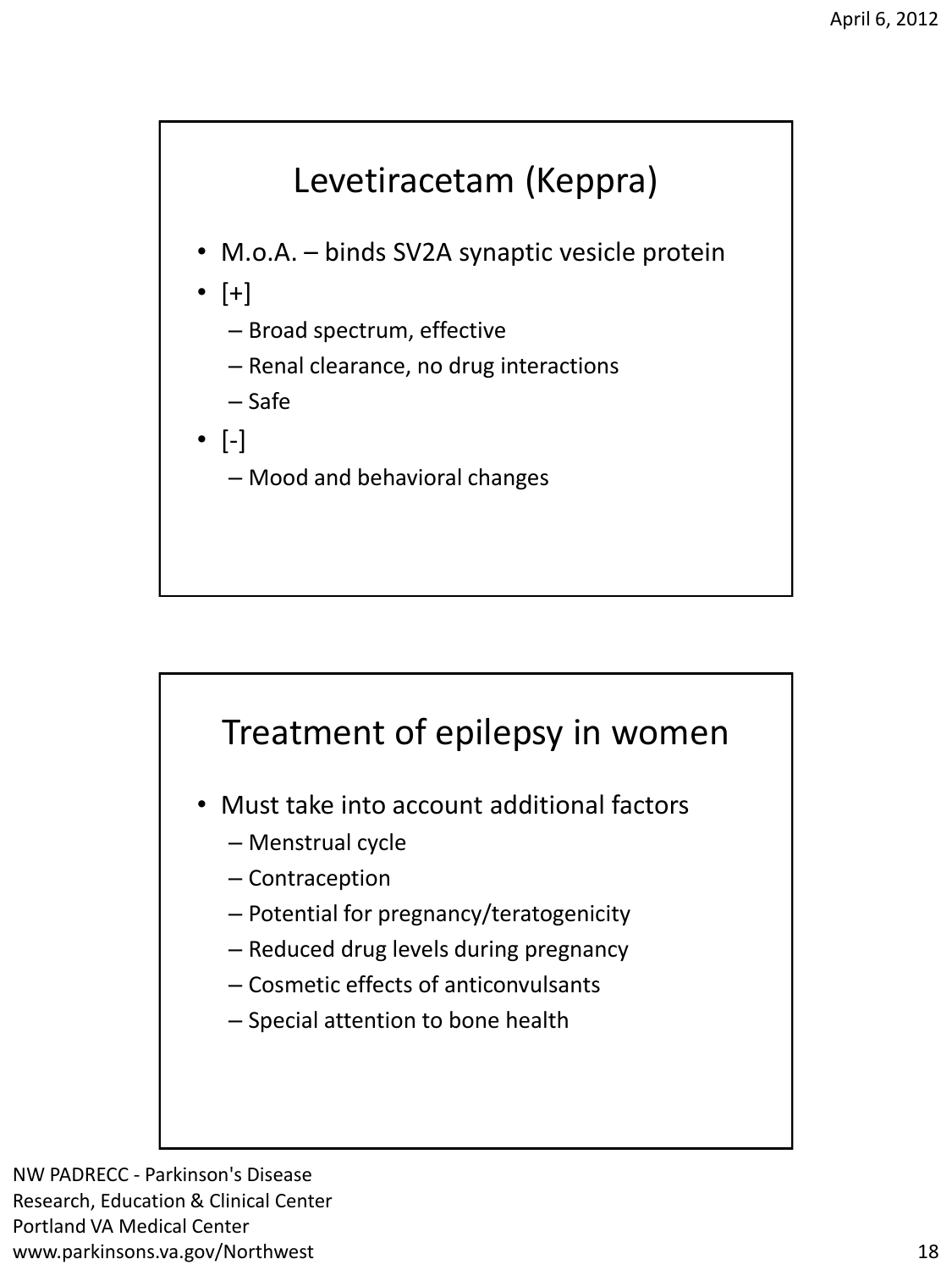## Levetiracetam (Keppra)

- M.o.A. – binds SV2A synaptic vesicle protein
- [+]
  - Broad spectrum, effective
  - Renal clearance, no drug interactions
  - Safe
- [-]
  - Mood and behavioral changes

## Treatment of epilepsy in women

- Must take into account additional factors
  - Menstrual cycle
  - Contraception
  - Potential for pregnancy/teratogenicity
  - Reduced drug levels during pregnancy
  - Cosmetic effects of anticonvulsants
  - Special attention to bone health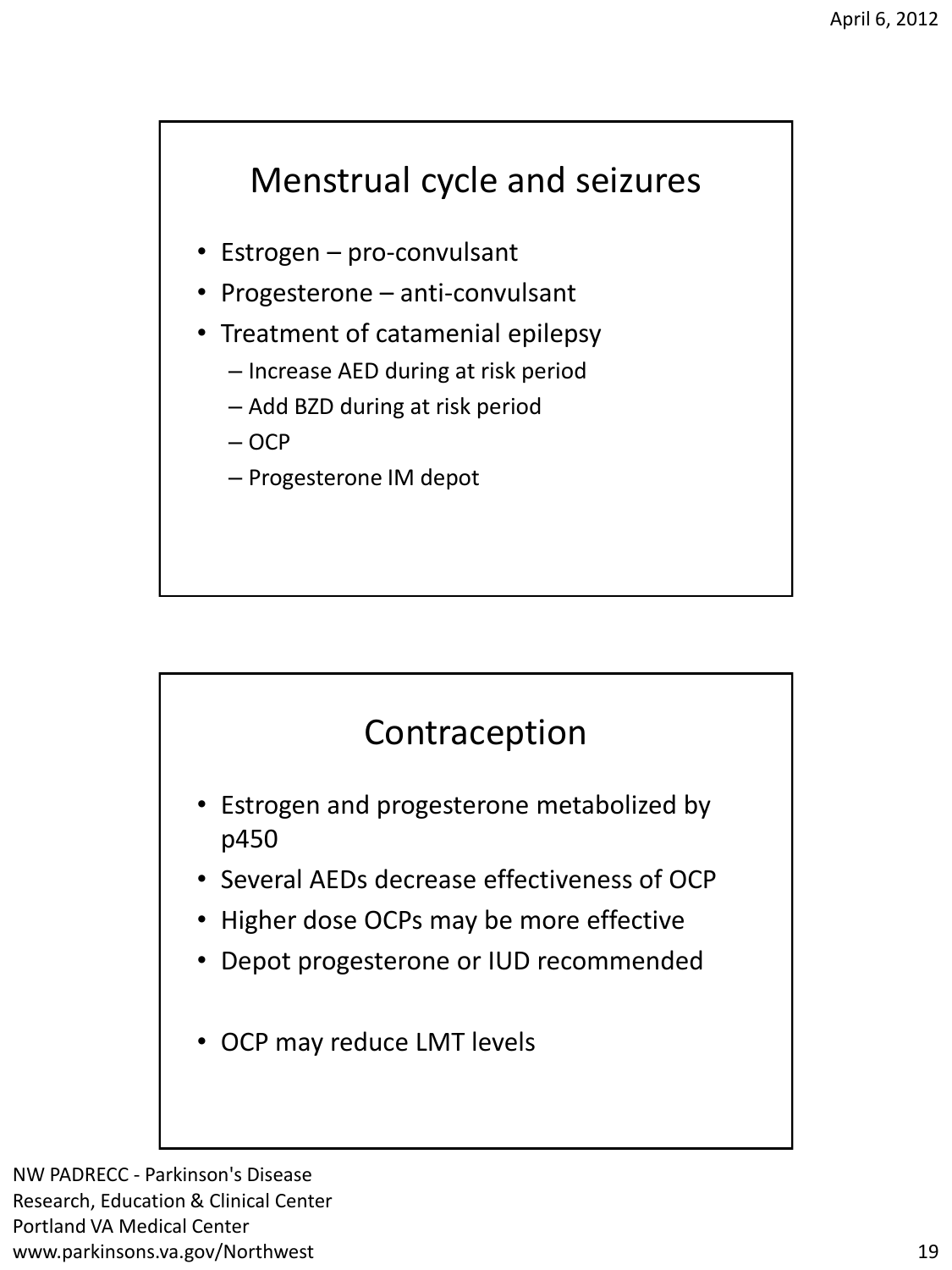## Menstrual cycle and seizures

- Estrogen – pro-convulsant
- Progesterone – anti-convulsant
- Treatment of catamenial epilepsy
  - Increase AED during at risk period
  - Add BZD during at risk period
  - OCP
  - Progesterone IM depot

## Contraception

- Estrogen and progesterone metabolized by p450
- Several AEDs decrease effectiveness of OCP
- Higher dose OCPs may be more effective
- Depot progesterone or IUD recommended
- OCP may reduce LMT levels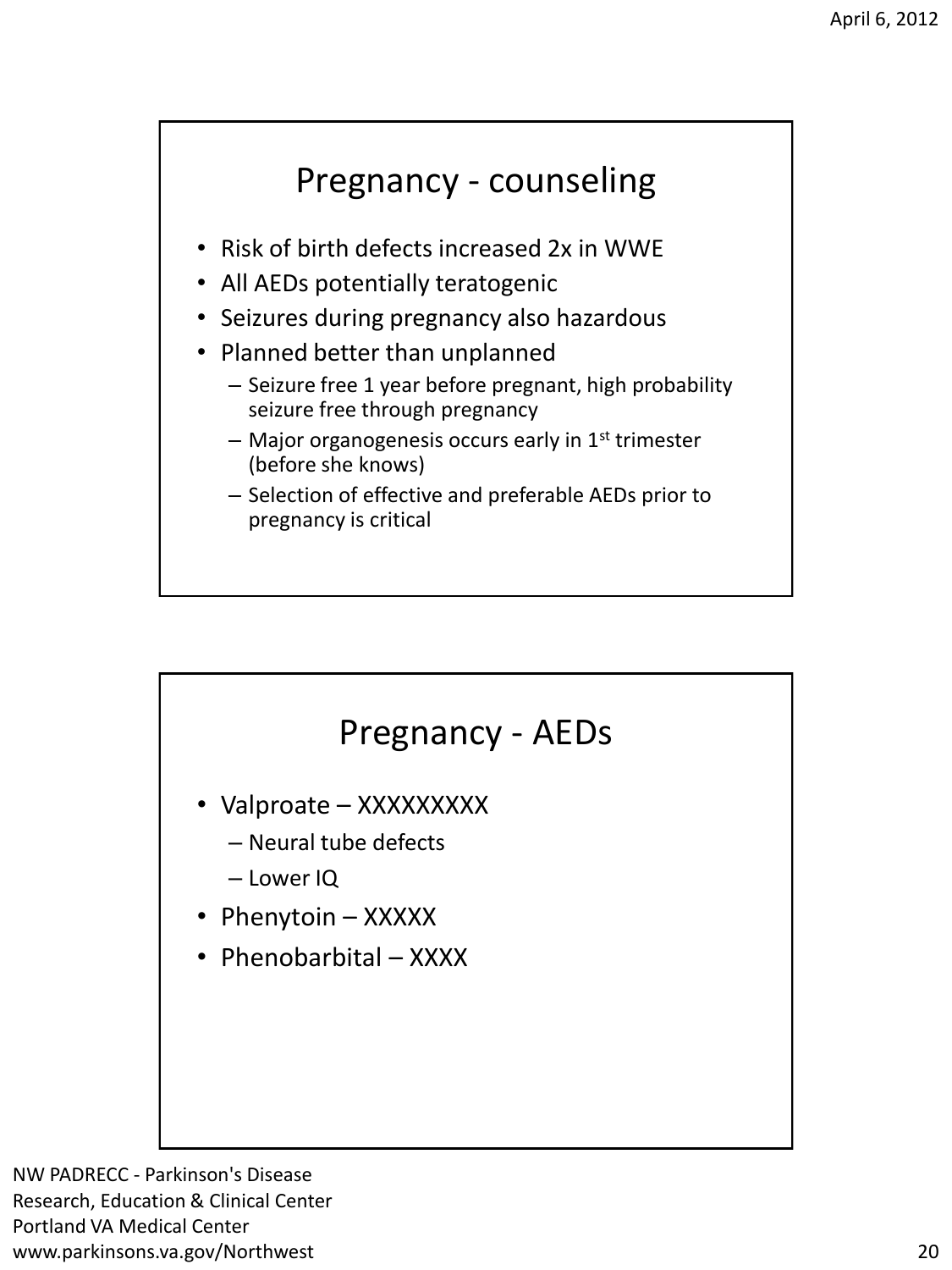## Pregnancy - counseling

- Risk of birth defects increased 2x in WWE
- All AEDs potentially teratogenic
- Seizures during pregnancy also hazardous
- Planned better than unplanned
  - Seizure free 1 year before pregnant, high probability seizure free through pregnancy
  - Major organogenesis occurs early in 1st trimester (before she knows)
  - Selection of effective and preferable AEDs prior to pregnancy is critical

## Pregnancy - AEDs

- Valproate – XXXXXXXXX
  - Neural tube defects
  - Lower IQ
- Phenytoin – XXXXX
- Phenobarbital – XXXX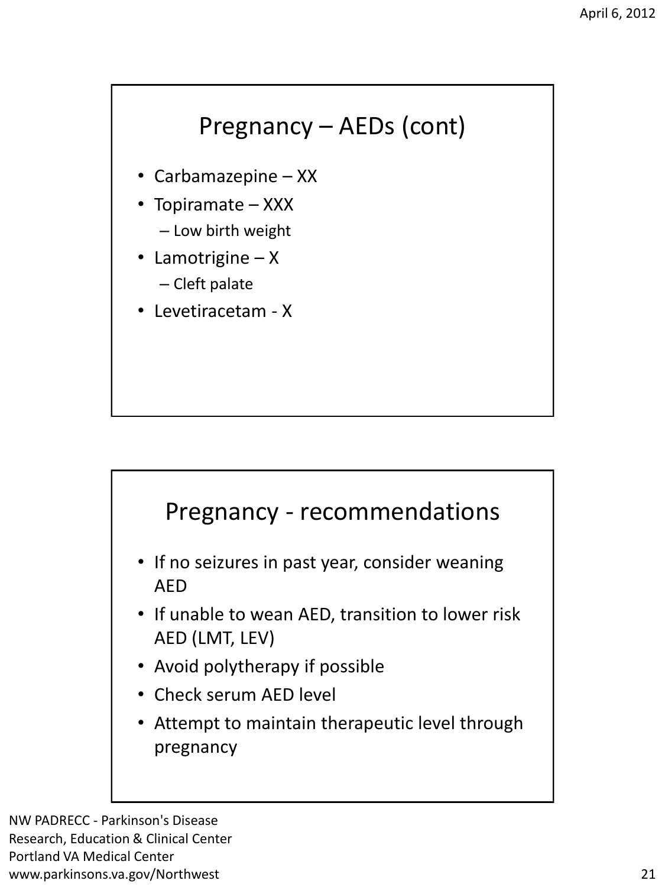## Pregnancy – AEDs (cont)

- Carbamazepine – XX
- Topiramate – XXX
  - Low birth weight
- Lamotrigine – X
  - Cleft palate
- Levetiracetam - X

## Pregnancy - recommendations

- If no seizures in past year, consider weaning AED
- If unable to wean AED, transition to lower risk AED (LMT, LEV)
- Avoid polytherapy if possible
- Check serum AED level
- Attempt to maintain therapeutic level through pregnancy